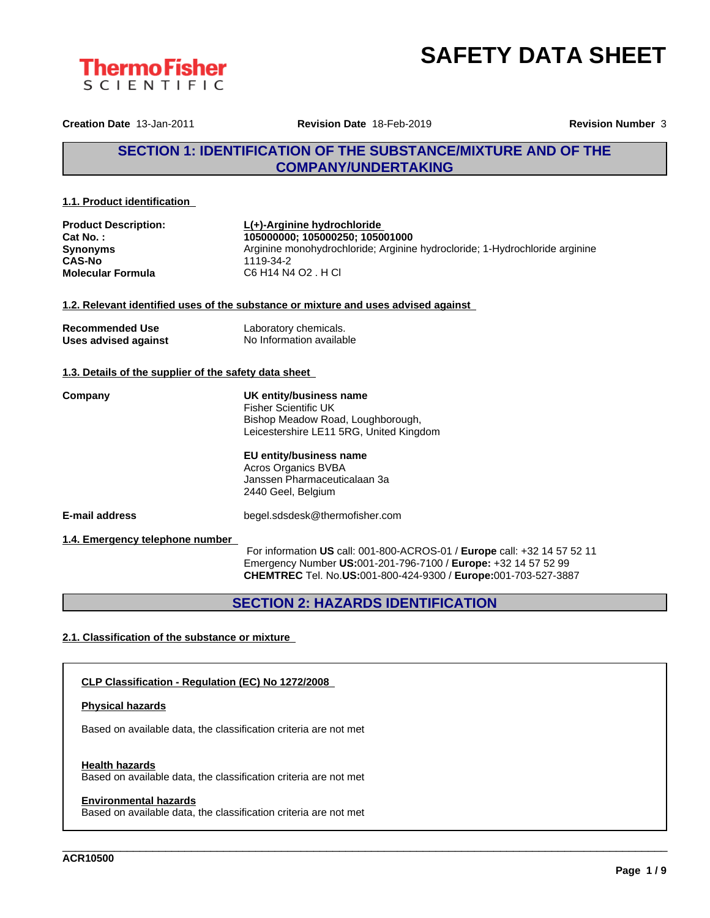# SAFETY DATA SHEET

**Creation Date** 13-Jan-2011 **Revision Date** 18-Feb-2019 **Revision Number** 3

## SECTION 1: IDENTIFICATION OF THE SUBSTANCE/MIXTURE AND OF THE COMPANY/UNDERTAKING

### 1.1. Product identification

| | |
|---|---|
| **Product Description:** | **L(+)-Arginine hydrochloride** |
| **Cat No. :** | **105000000; 105000250; 105001000** |
| **Synonyms** | Arginine monohydrochloride; Arginine hydrocloride; 1-Hydrochloride arginine |
| **CAS-No** | 1119-34-2 |
| **Molecular Formula** | C6 H14 N4 O2 . H Cl |

### 1.2. Relevant identified uses of the substance or mixture and uses advised against

| | |
|---|---|
| **Recommended Use** | Laboratory chemicals. |
| **Uses advised against** | No Information available |

### 1.3. Details of the supplier of the safety data sheet

**Company**

**UK entity/business name**
Fisher Scientific UK
Bishop Meadow Road, Loughborough,
Leicestershire LE11 5RG, United Kingdom

**EU entity/business name**
Acros Organics BVBA
Janssen Pharmaceuticalaan 3a
2440 Geel, Belgium

**E-mail address** begel.sdsdesk@thermofisher.com

### 1.4. Emergency telephone number

For information **US** call: 001-800-ACROS-01 / **Europe** call: +32 14 57 52 11
Emergency Number **US:**001-201-796-7100 / **Europe:** +32 14 57 52 99
**CHEMTREC** Tel. No.**US:**001-800-424-9300 / **Europe:**001-703-527-3887

## SECTION 2: HAZARDS IDENTIFICATION

### 2.1. Classification of the substance or mixture

**CLP Classification - Regulation (EC) No 1272/2008**

**Physical hazards**

Based on available data, the classification criteria are not met

**Health hazards**

Based on available data, the classification criteria are not met

**Environmental hazards**

Based on available data, the classification criteria are not met

ACR10500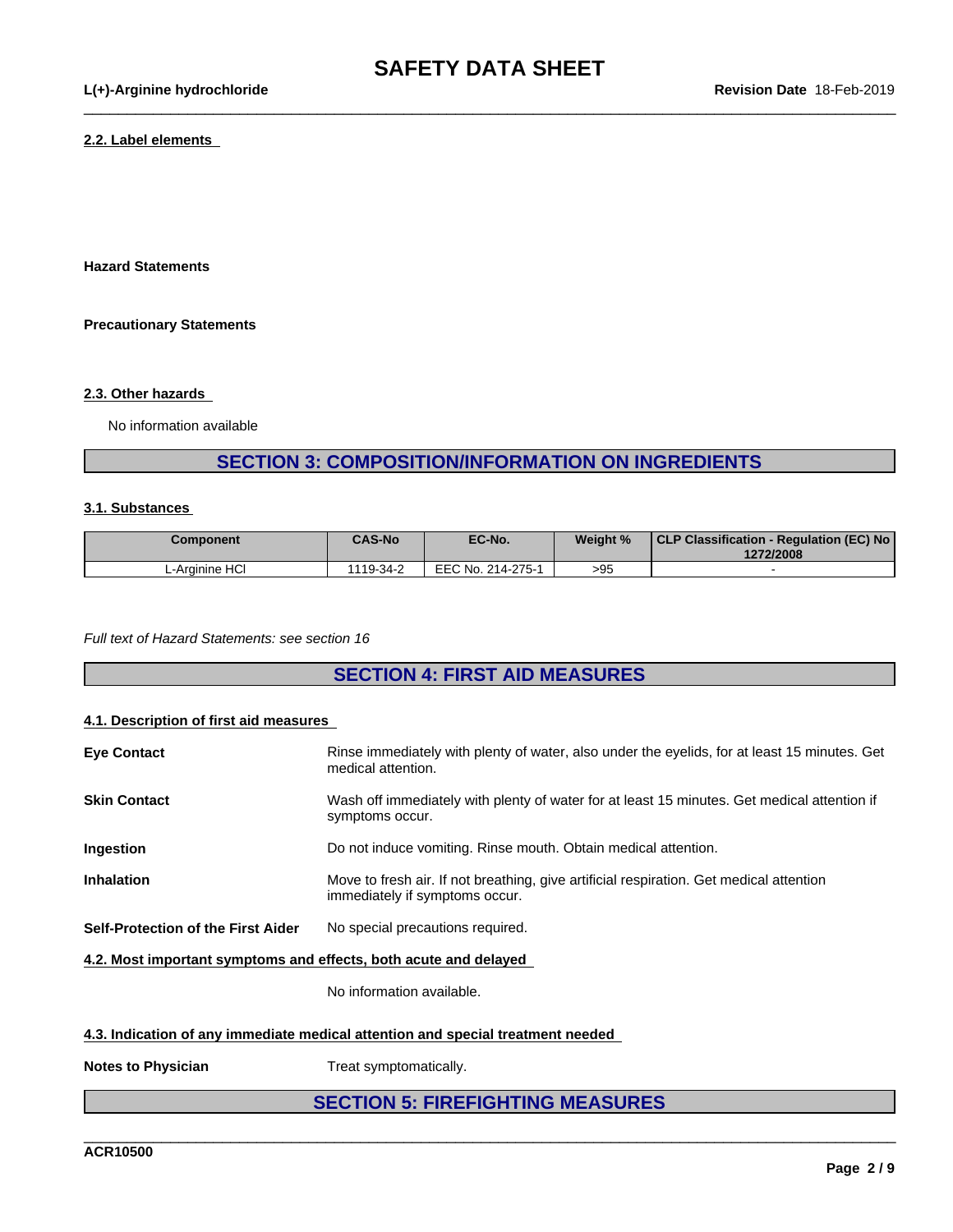#### 2.2. Label elements

**Hazard Statements**

**Precautionary Statements**

#### 2.3. Other hazards

No information available

## SECTION 3: COMPOSITION/INFORMATION ON INGREDIENTS

#### 3.1. Substances

| Component | CAS-No | EC-No. | Weight % | CLP Classification - Regulation (EC) No 1272/2008 |
|---|---|---|---|---|
| L-Arginine HCl | 1119-34-2 | EEC No. 214-275-1 | >95 | - |

*Full text of Hazard Statements: see section 16*

## SECTION 4: FIRST AID MEASURES

#### 4.1. Description of first aid measures

**Eye Contact** Rinse immediately with plenty of water, also under the eyelids, for at least 15 minutes. Get medical attention.

**Skin Contact** Wash off immediately with plenty of water for at least 15 minutes. Get medical attention if symptoms occur.

**Ingestion** Do not induce vomiting. Rinse mouth. Obtain medical attention.

**Inhalation** Move to fresh air. If not breathing, give artificial respiration. Get medical attention immediately if symptoms occur.

**Self-Protection of the First Aider** No special precautions required.

#### 4.2. Most important symptoms and effects, both acute and delayed

No information available.

#### 4.3. Indication of any immediate medical attention and special treatment needed

**Notes to Physician** Treat symptomatically.

## SECTION 5: FIREFIGHTING MEASURES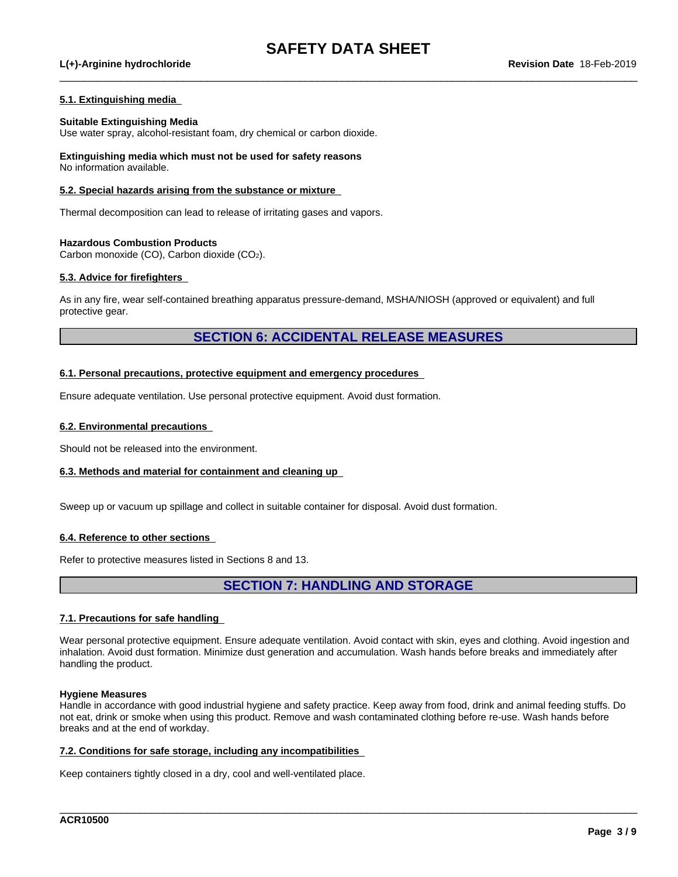#### 5.1. Extinguishing media

**Suitable Extinguishing Media**
Use water spray, alcohol-resistant foam, dry chemical or carbon dioxide.

**Extinguishing media which must not be used for safety reasons**
No information available.

#### 5.2. Special hazards arising from the substance or mixture

Thermal decomposition can lead to release of irritating gases and vapors.

**Hazardous Combustion Products**
Carbon monoxide (CO), Carbon dioxide ($CO_2$).

#### 5.3. Advice for firefighters

As in any fire, wear self-contained breathing apparatus pressure-demand, MSHA/NIOSH (approved or equivalent) and full protective gear.

## SECTION 6: ACCIDENTAL RELEASE MEASURES

#### 6.1. Personal precautions, protective equipment and emergency procedures

Ensure adequate ventilation. Use personal protective equipment. Avoid dust formation.

#### 6.2. Environmental precautions

Should not be released into the environment.

#### 6.3. Methods and material for containment and cleaning up

Sweep up or vacuum up spillage and collect in suitable container for disposal. Avoid dust formation.

#### 6.4. Reference to other sections

Refer to protective measures listed in Sections 8 and 13.

## SECTION 7: HANDLING AND STORAGE

#### 7.1. Precautions for safe handling

Wear personal protective equipment. Ensure adequate ventilation. Avoid contact with skin, eyes and clothing. Avoid ingestion and inhalation. Avoid dust formation. Minimize dust generation and accumulation. Wash hands before breaks and immediately after handling the product.

**Hygiene Measures**
Handle in accordance with good industrial hygiene and safety practice. Keep away from food, drink and animal feeding stuffs. Do not eat, drink or smoke when using this product. Remove and wash contaminated clothing before re-use. Wash hands before breaks and at the end of workday.

#### 7.2. Conditions for safe storage, including any incompatibilities

Keep containers tightly closed in a dry, cool and well-ventilated place.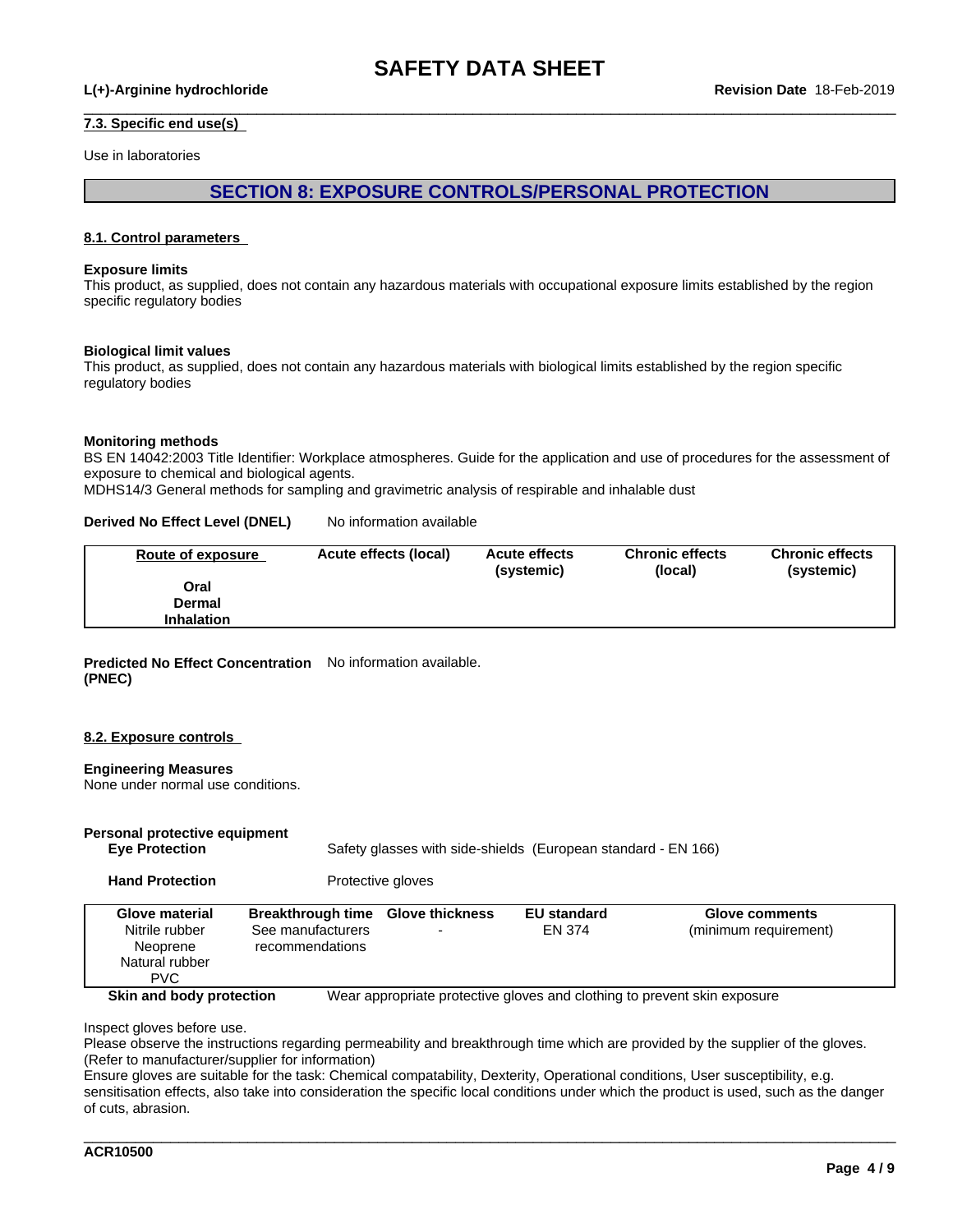### 7.3. Specific end use(s)

Use in laboratories

## SECTION 8: EXPOSURE CONTROLS/PERSONAL PROTECTION

### 8.1. Control parameters

**Exposure limits**
This product, as supplied, does not contain any hazardous materials with occupational exposure limits established by the region specific regulatory bodies

**Biological limit values**
This product, as supplied, does not contain any hazardous materials with biological limits established by the region specific regulatory bodies

**Monitoring methods**
BS EN 14042:2003 Title Identifier: Workplace atmospheres. Guide for the application and use of procedures for the assessment of exposure to chemical and biological agents.
MDHS14/3 General methods for sampling and gravimetric analysis of respirable and inhalable dust

**Derived No Effect Level (DNEL)** No information available

| Route of exposure | Acute effects (local) | Acute effects (systemic) | Chronic effects (local) | Chronic effects (systemic) |
|---|---|---|---|---|
| **Oral** | | | | |
| **Dermal** | | | | |
| **Inhalation** | | | | |

**Predicted No Effect Concentration (PNEC)** No information available.

### 8.2. Exposure controls

**Engineering Measures**
None under normal use conditions.

**Personal protective equipment**

**Eye Protection** Safety glasses with side-shields (European standard - EN 166)

**Hand Protection** Protective gloves

| Glove material | Breakthrough time | Glove thickness | EU standard | Glove comments |
|---|---|---|---|---|
| Nitrile rubber<br>Neoprene<br>Natural rubber<br>PVC | See manufacturers recommendations | - | EN 374 | (minimum requirement) |

**Skin and body protection** Wear appropriate protective gloves and clothing to prevent skin exposure

Inspect gloves before use.
Please observe the instructions regarding permeability and breakthrough time which are provided by the supplier of the gloves. (Refer to manufacturer/supplier for information)
Ensure gloves are suitable for the task: Chemical compatability, Dexterity, Operational conditions, User susceptibility, e.g. sensitisation effects, also take into consideration the specific local conditions under which the product is used, such as the danger of cuts, abrasion.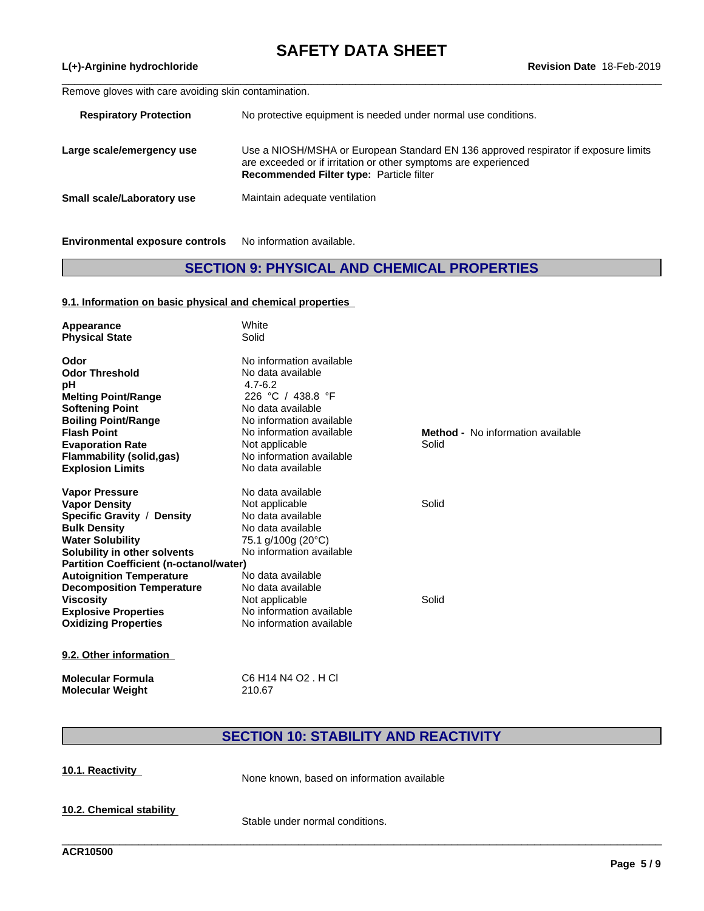Remove gloves with care avoiding skin contamination.

| | |
|---|---|
| **Respiratory Protection** | No protective equipment is needed under normal use conditions. |
| **Large scale/emergency use** | Use a NIOSH/MSHA or European Standard EN 136 approved respirator if exposure limits are exceeded or if irritation or other symptoms are experienced<br>**Recommended Filter type:** Particle filter |
| **Small scale/Laboratory use** | Maintain adequate ventilation |

**Environmental exposure controls** No information available.

## SECTION 9: PHYSICAL AND CHEMICAL PROPERTIES

### 9.1. Information on basic physical and chemical properties

| | | |
|---|---|---|
| **Appearance** | White | |
| **Physical State** | Solid | |
| **Odor** | No information available | |
| **Odor Threshold** | No data available | |
| **pH** | 4.7-6.2 | |
| **Melting Point/Range** | 226 °C / 438.8 °F | |
| **Softening Point** | No data available | |
| **Boiling Point/Range** | No information available | |
| **Flash Point** | No information available | **Method -** No information available |
| **Evaporation Rate** | Not applicable | Solid |
| **Flammability (solid,gas)** | No information available | |
| **Explosion Limits** | No data available | |
| **Vapor Pressure** | No data available | |
| **Vapor Density** | Not applicable | Solid |
| **Specific Gravity / Density** | No data available | |
| **Bulk Density** | No data available | |
| **Water Solubility** | 75.1 g/100g (20°C) | |
| **Solubility in other solvents** | No information available | |
| **Partition Coefficient (n-octanol/water)** | | |
| **Autoignition Temperature** | No data available | |
| **Decomposition Temperature** | No data available | |
| **Viscosity** | Not applicable | Solid |
| **Explosive Properties** | No information available | |
| **Oxidizing Properties** | No information available | |

### 9.2. Other information

| | |
|---|---|
| **Molecular Formula** | C6 H14 N4 O2 . H Cl |
| **Molecular Weight** | 210.67 |

## SECTION 10: STABILITY AND REACTIVITY

### 10.1. Reactivity

None known, based on information available

### 10.2. Chemical stability

Stable under normal conditions.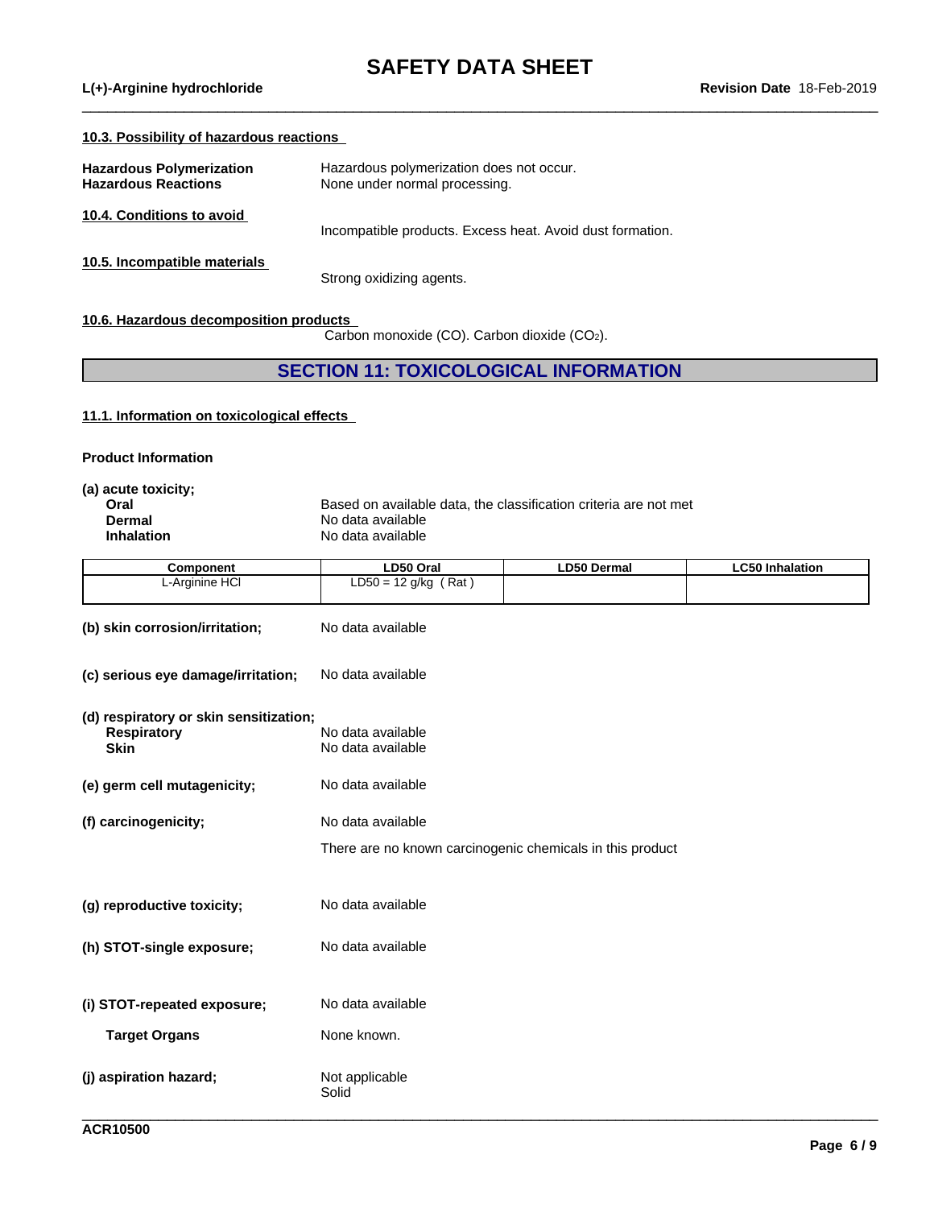### 10.3. Possibility of hazardous reactions

**Hazardous Polymerization** Hazardous polymerization does not occur.
**Hazardous Reactions** None under normal processing.

### 10.4. Conditions to avoid

Incompatible products. Excess heat. Avoid dust formation.

### 10.5. Incompatible materials

Strong oxidizing agents.

### 10.6. Hazardous decomposition products

Carbon monoxide (CO). Carbon dioxide ($CO_2$).

## SECTION 11: TOXICOLOGICAL INFORMATION

### 11.1. Information on toxicological effects

**Product Information**

**(a) acute toxicity;**
- **Oral**: Based on available data, the classification criteria are not met
- **Dermal**: No data available
- **Inhalation**: No data available

| Component | LD50 Oral | LD50 Dermal | LC50 Inhalation |
|---|---|---|---|
| L-Arginine HCl | LD50 = 12 g/kg ( Rat ) | | |

**(b) skin corrosion/irritation;** No data available

**(c) serious eye damage/irritation;** No data available

**(d) respiratory or skin sensitization;**
- **Respiratory**: No data available
- **Skin**: No data available

**(e) germ cell mutagenicity;** No data available

**(f) carcinogenicity;** No data available

There are no known carcinogenic chemicals in this product

**(g) reproductive toxicity;** No data available

**(h) STOT-single exposure;** No data available

**(i) STOT-repeated exposure;** No data available

**Target Organs** None known.

**(j) aspiration hazard;** Not applicable
Solid

ACR10500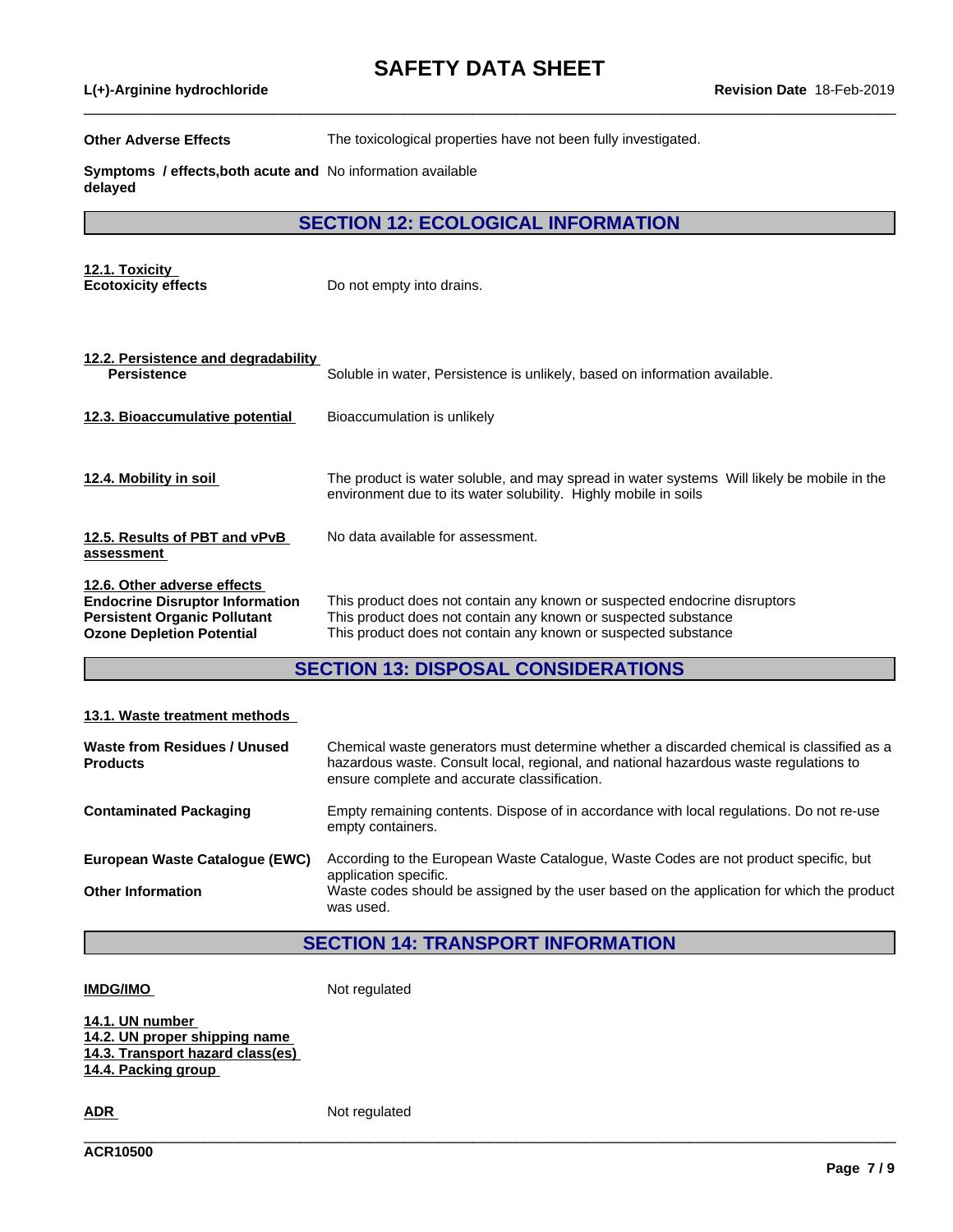**Other Adverse Effects** The toxicological properties have not been fully investigated.

**Symptoms / effects,both acute and delayed** No information available

## SECTION 12: ECOLOGICAL INFORMATION

**12.1. Toxicity**

**Ecotoxicity effects** Do not empty into drains.

**12.2. Persistence and degradability**

**Persistence** Soluble in water, Persistence is unlikely, based on information available.

**12.3. Bioaccumulative potential** Bioaccumulation is unlikely

**12.4. Mobility in soil** The product is water soluble, and may spread in water systems Will likely be mobile in the environment due to its water solubility. Highly mobile in soils

**12.5. Results of PBT and vPvB assessment** No data available for assessment.

**12.6. Other adverse effects**

**Endocrine Disruptor Information** This product does not contain any known or suspected endocrine disruptors

**Persistent Organic Pollutant** This product does not contain any known or suspected substance

**Ozone Depletion Potential** This product does not contain any known or suspected substance

## SECTION 13: DISPOSAL CONSIDERATIONS

**13.1. Waste treatment methods**

**Waste from Residues / Unused Products** Chemical waste generators must determine whether a discarded chemical is classified as a hazardous waste. Consult local, regional, and national hazardous waste regulations to ensure complete and accurate classification.

**Contaminated Packaging** Empty remaining contents. Dispose of in accordance with local regulations. Do not re-use empty containers.

**European Waste Catalogue (EWC)** According to the European Waste Catalogue, Waste Codes are not product specific, but application specific.

**Other Information** Waste codes should be assigned by the user based on the application for which the product was used.

## SECTION 14: TRANSPORT INFORMATION

**IMDG/IMO** Not regulated

**14.1. UN number**

**14.2. UN proper shipping name**

**14.3. Transport hazard class(es)**

**14.4. Packing group**

**ADR** Not regulated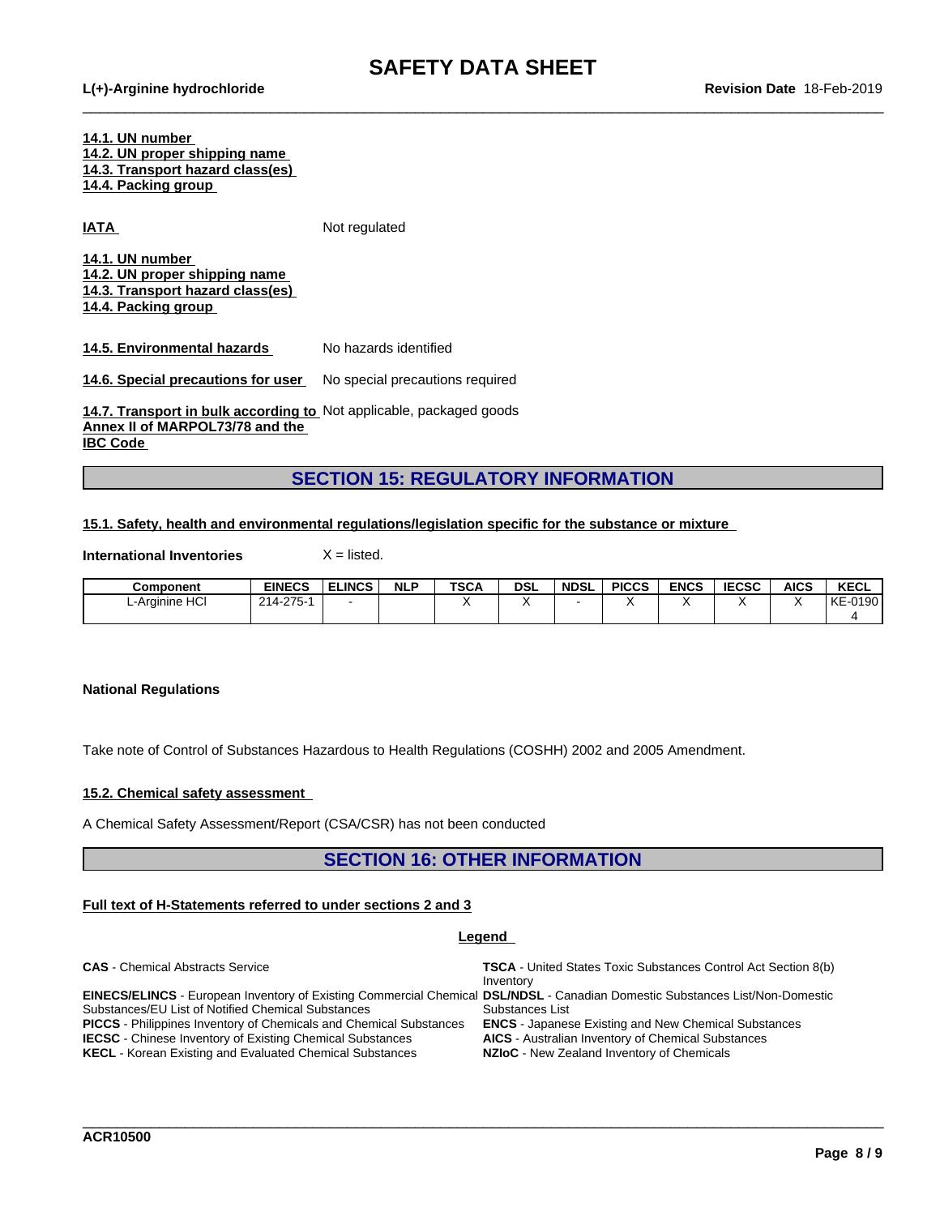**14.1. UN number**
**14.2. UN proper shipping name**
**14.3. Transport hazard class(es)**
**14.4. Packing group**

**IATA** Not regulated

**14.1. UN number**
**14.2. UN proper shipping name**
**14.3. Transport hazard class(es)**
**14.4. Packing group**

**14.5. Environmental hazards** No hazards identified

**14.6. Special precautions for user** No special precautions required

**14.7. Transport in bulk according to Annex II of MARPOL73/78 and the IBC Code** Not applicable, packaged goods

## SECTION 15: REGULATORY INFORMATION

**15.1. Safety, health and environmental regulations/legislation specific for the substance or mixture**

**International Inventories** X = listed.

| Component | EINECS | ELINCS | NLP | TSCA | DSL | NDSL | PICCS | ENCS | IECSC | AICS | KECL |
|---|---|---|---|---|---|---|---|---|---|---|---|
| L-Arginine HCl | 214-275-1 | - | | X | X | - | X | X | X | X | KE-01904 |

**National Regulations**

Take note of Control of Substances Hazardous to Health Regulations (COSHH) 2002 and 2005 Amendment.

**15.2. Chemical safety assessment**

A Chemical Safety Assessment/Report (CSA/CSR) has not been conducted

## SECTION 16: OTHER INFORMATION

**Full text of H-Statements referred to under sections 2 and 3**

**Legend**

**CAS** - Chemical Abstracts Service
**EINECS/ELINCS** - European Inventory of Existing Commercial Chemical Substances/EU List of Notified Chemical Substances
**PICCS** - Philippines Inventory of Chemicals and Chemical Substances
**IECSC** - Chinese Inventory of Existing Chemical Substances
**KECL** - Korean Existing and Evaluated Chemical Substances
**TSCA** - United States Toxic Substances Control Act Section 8(b) Inventory
**DSL/NDSL** - Canadian Domestic Substances List/Non-Domestic Substances List
**ENCS** - Japanese Existing and New Chemical Substances
**AICS** - Australian Inventory of Chemical Substances
**NZIoC** - New Zealand Inventory of Chemicals

ACR10500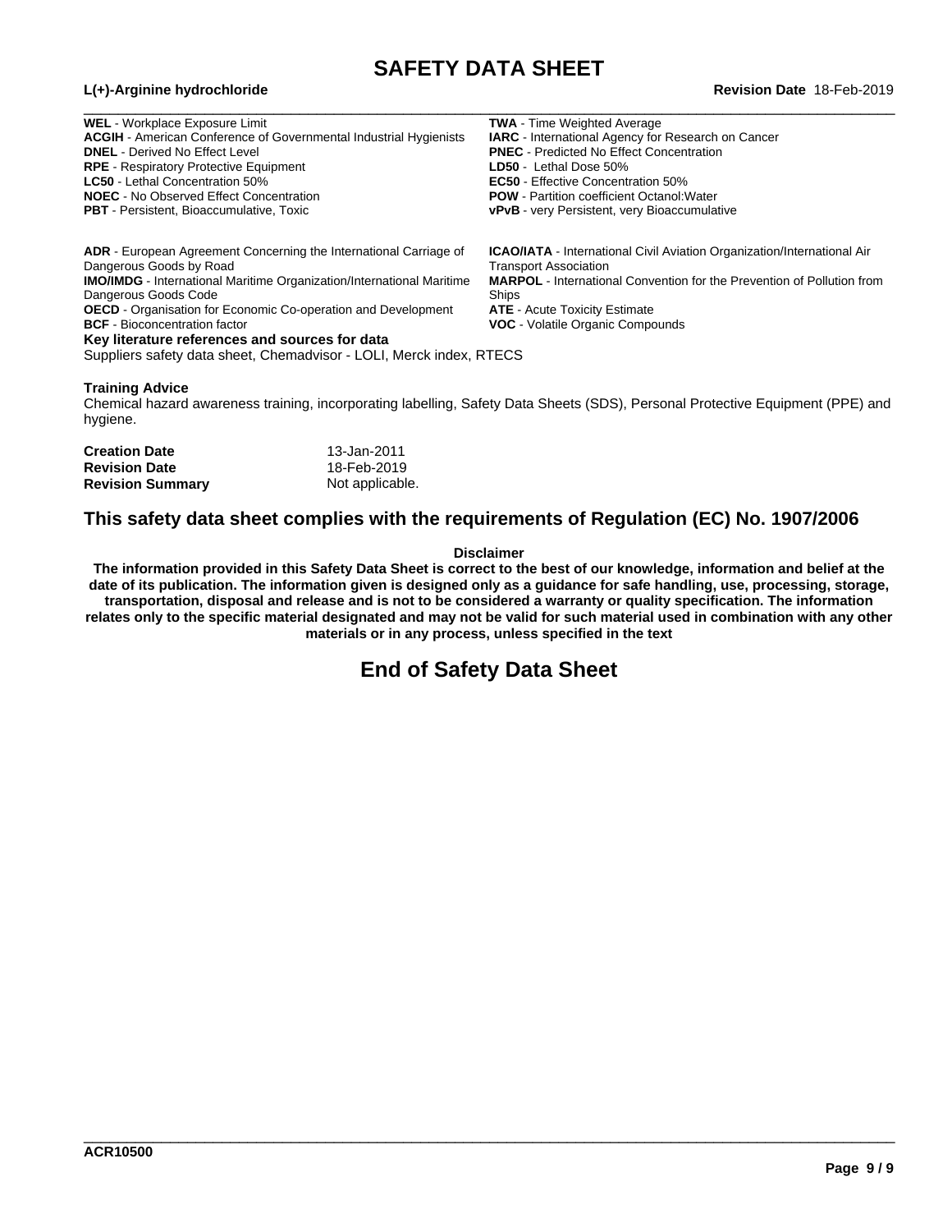**WEL** - Workplace Exposure Limit
**ACGIH** - American Conference of Governmental Industrial Hygienists
**DNEL** - Derived No Effect Level
**RPE** - Respiratory Protective Equipment
**LC50** - Lethal Concentration 50%
**NOEC** - No Observed Effect Concentration
**PBT** - Persistent, Bioaccumulative, Toxic

**TWA** - Time Weighted Average
**IARC** - International Agency for Research on Cancer
**PNEC** - Predicted No Effect Concentration
**LD50** - Lethal Dose 50%
**EC50** - Effective Concentration 50%
**POW** - Partition coefficient Octanol:Water
**vPvB** - very Persistent, very Bioaccumulative

**ADR** - European Agreement Concerning the International Carriage of Dangerous Goods by Road
**IMO/IMDG** - International Maritime Organization/International Maritime Dangerous Goods Code
**OECD** - Organisation for Economic Co-operation and Development
**BCF** - Bioconcentration factor

**ICAO/IATA** - International Civil Aviation Organization/International Air Transport Association
**MARPOL** - International Convention for the Prevention of Pollution from Ships
**ATE** - Acute Toxicity Estimate
**VOC** - Volatile Organic Compounds

**Key literature references and sources for data**
Suppliers safety data sheet, Chemadvisor - LOLI, Merck index, RTECS

**Training Advice**
Chemical hazard awareness training, incorporating labelling, Safety Data Sheets (SDS), Personal Protective Equipment (PPE) and hygiene.

| | |
|---|---|
| **Creation Date** | 13-Jan-2011 |
| **Revision Date** | 18-Feb-2019 |
| **Revision Summary** | Not applicable. |

## This safety data sheet complies with the requirements of Regulation (EC) No. 1907/2006

**Disclaimer**

**The information provided in this Safety Data Sheet is correct to the best of our knowledge, information and belief at the date of its publication. The information given is designed only as a guidance for safe handling, use, processing, storage, transportation, disposal and release and is not to be considered a warranty or quality specification. The information relates only to the specific material designated and may not be valid for such material used in combination with any other materials or in any process, unless specified in the text**

# End of Safety Data Sheet